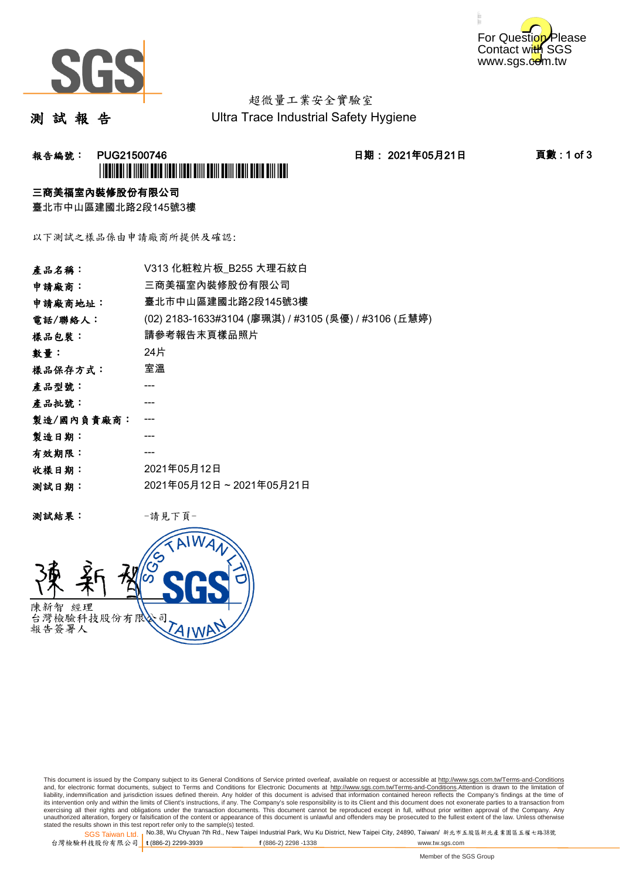超微量工業安全實驗室
Ultra Trace Industrial Safety Hygiene

# 測 試 報 告

**報告編號： PUG21500746**　　　**日期： 2021年05月21日**

**三商美福室內裝修股份有限公司**
臺北市中山區建國北路2段145號3樓

以下測試之樣品係由申請廠商所提供及確認:

| | |
|---|---|
| **產品名稱：** | V313 化粧粒片板_B255 大理石紋白 |
| **申請廠商：** | 三商美福室內裝修股份有限公司 |
| **申請廠商地址：** | 臺北市中山區建國北路2段145號3樓 |
| **電話/聯絡人：** | (02) 2183-1633#3104 (廖珮淇) / #3105 (吳優) / #3106 (丘慧婷) |
| **樣品包裝：** | 請參考報告末頁樣品照片 |
| **數量：** | 24片 |
| **樣品保存方式：** | 室溫 |
| **產品型號：** | --- |
| **產品批號：** | --- |
| **製造/國內負責廠商：** | --- |
| **製造日期：** | --- |
| **有效期限：** | --- |
| **收樣日期：** | 2021年05月12日 |
| **測試日期：** | 2021年05月12日 ~ 2021年05月21日 |

**測試結果：**　　-請見下頁-

陳新智　經理
台灣檢驗科技股份有限公司
報告簽署人

This document is issued by the Company subject to its General Conditions of Service printed overleaf, available on request or accessible at http://www.sgs.com.tw/Terms-and-Conditions and, for electronic format documents, subject to Terms and Conditions for Electronic Documents at http://www.sgs.com.tw/Terms-and-Conditions.Attention is drawn to the limitation of liability, indemnification and jurisdiction issues defined therein. Any holder of this document is advised that information contained hereon reflects the Company's findings at the time of its intervention only and within the limits of Client's instructions, if any. The Company's sole responsibility is to its Client and this document does not exonerate parties to a transaction from exercising all their rights and obligations under the transaction documents. This document cannot be reproduced except in full, without prior written approval of the Company. Any unauthorized alteration, forgery or falsification of the content or appearance of this document is unlawful and offenders may be prosecuted to the fullest extent of the law. Unless otherwise stated the results shown in this test report refer only to the sample(s) tested.

SGS Taiwan Ltd. 台灣檢驗科技股份有限公司 | No.38, Wu Chyuan 7th Rd., New Taipei Industrial Park, Wu Ku District, New Taipei City, 24890, Taiwan/ 新北市五股區新北產業園區五權七路38號 | t (886-2) 2299-3939 | f (886-2) 2298 -1338 | www.tw.sgs.com

Member of the SGS Group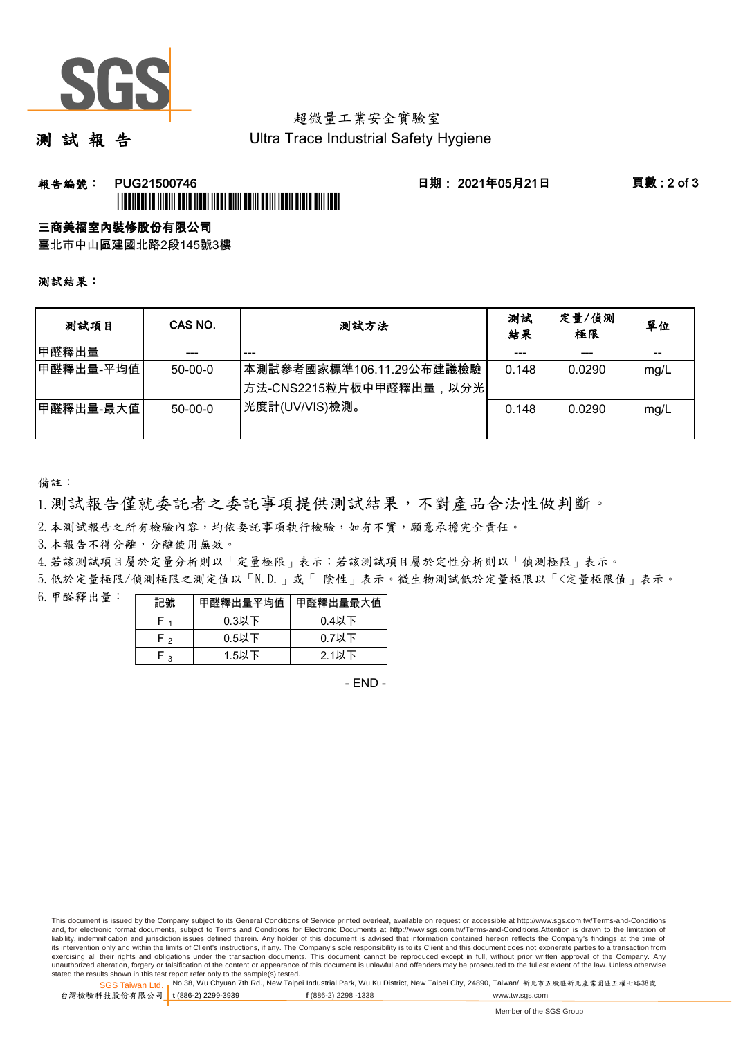超微量工業安全實驗室

# 測 試 報 告

Ultra Trace Industrial Safety Hygiene

**報告編號： PUG21500746** **日期： 2021年05月21日**

**三商美福室內裝修股份有限公司**

臺北市中山區建國北路2段145號3樓

**測試結果：**

| 測試項目 | CAS NO. | 測試方法 | 測試結果 | 定量/偵測極限 | 單位 |
|---|---|---|---|---|---|
| 甲醛釋出量 | --- | --- | --- | --- | -- |
| 甲醛釋出量-平均值 | 50-00-0 | 本測試參考國家標準106.11.29公布建議檢驗方法-CNS2215粒片板中甲醛釋出量，以分光光度計(UV/VIS)檢測。 | 0.148 | 0.0290 | mg/L |
| 甲醛釋出量-最大值 | 50-00-0 | | 0.148 | 0.0290 | mg/L |

備註：

1. 測試報告僅就委託者之委託事項提供測試結果，不對產品合法性做判斷。
2. 本測試報告之所有檢驗內容，均依委託事項執行檢驗，如有不實，願意承擔完全責任。
3. 本報告不得分離，分離使用無效。
4. 若該測試項目屬於定量分析則以「定量極限」表示；若該測試項目屬於定性分析則以「偵測極限」表示。
5. 低於定量極限/偵測極限之測定值以「N.D.」或「 陰性」表示。微生物測試低於定量極限以「<定量極限值」表示。
6. 甲醛釋出量：

| 記號 | 甲醛釋出量平均值 | 甲醛釋出量最大值 |
|---|---|---|
| $F_1$ | 0.3以下 | 0.4以下 |
| $F_2$ | 0.5以下 | 0.7以下 |
| $F_3$ | 1.5以下 | 2.1以下 |

- END -

This document is issued by the Company subject to its General Conditions of Service printed overleaf, available on request or accessible at http://www.sgs.com.tw/Terms-and-Conditions and, for electronic format documents, subject to Terms and Conditions for Electronic Documents at http://www.sgs.com.tw/Terms-and-Conditions.Attention is drawn to the limitation of liability, indemnification and jurisdiction issues defined therein. Any holder of this document is advised that information contained hereon reflects the Company's findings at the time of its intervention only and within the limits of Client's instructions, if any. The Company's sole responsibility is to its Client and this document does not exonerate parties to a transaction from exercising all their rights and obligations under the transaction documents. This document cannot be reproduced except in full, without prior written approval of the Company. Any unauthorized alteration, forgery or falsification of the content or appearance of this document is unlawful and offenders may be prosecuted to the fullest extent of the law. Unless otherwise stated the results shown in this test report refer only to the sample(s) tested.

SGS Taiwan Ltd. 台灣檢驗科技股份有限公司 | No.38, Wu Chyuan 7th Rd., New Taipei Industrial Park, Wu Ku District, New Taipei City, 24890, Taiwan/ 新北市五股區新北產業園區五權七路38號 | t (886-2) 2299-3939 | f (886-2) 2298 -1338 | www.tw.sgs.com

Member of the SGS Group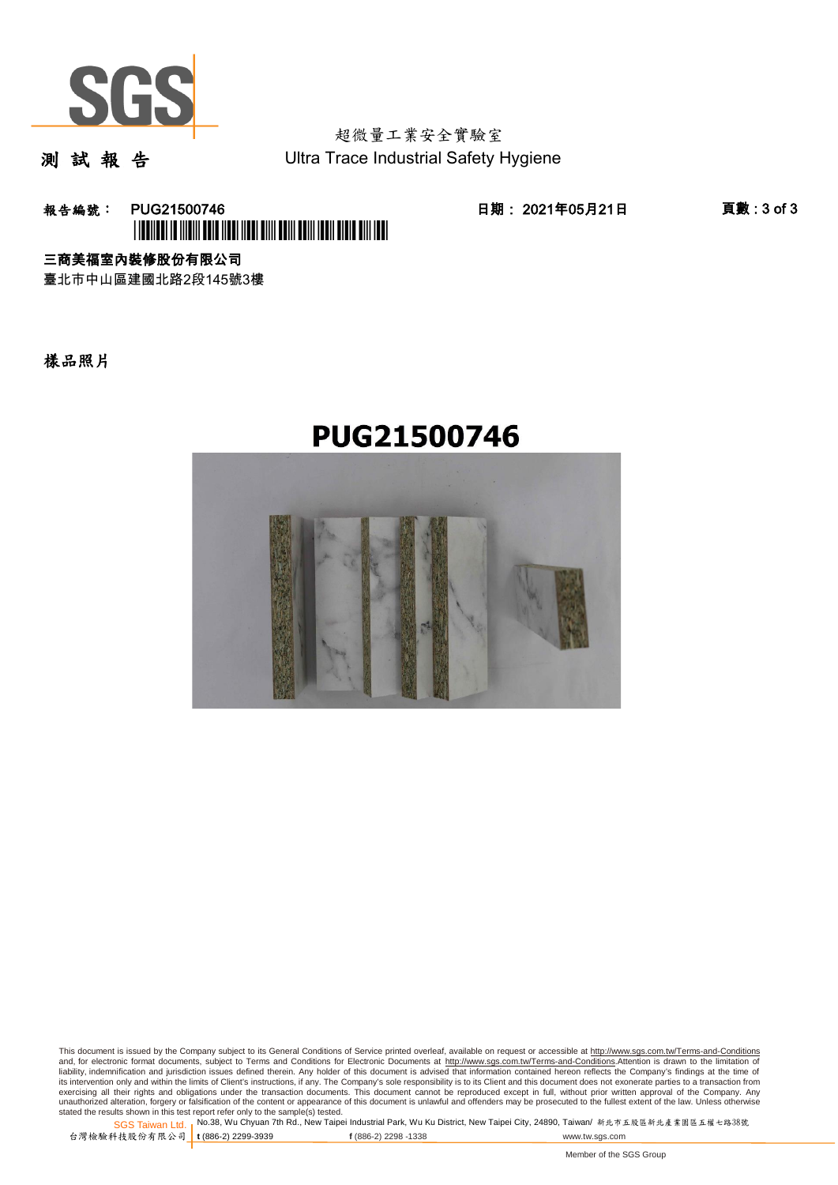超微量工業安全實驗室

# 測 試 報 告

Ultra Trace Industrial Safety Hygiene

報告編號： PUG21500746　　日期： 2021年05月21日　　頁數 : 3 of 3

**三商美福室內裝修股份有限公司**

臺北市中山區建國北路2段145號3樓

**樣品照片**

**PUG21500746**

This document is issued by the Company subject to its General Conditions of Service printed overleaf, available on request or accessible at http://www.sgs.com.tw/Terms-and-Conditions and, for electronic format documents, subject to Terms and Conditions for Electronic Documents at http://www.sgs.com.tw/Terms-and-Conditions.Attention is drawn to the limitation of liability, indemnification and jurisdiction issues defined therein. Any holder of this document is advised that information contained hereon reflects the Company's findings at the time of its intervention only and within the limits of Client's instructions, if any. The Company's sole responsibility is to its Client and this document does not exonerate parties to a transaction from exercising all their rights and obligations under the transaction documents. This document cannot be reproduced except in full, without prior written approval of the Company. Any unauthorized alteration, forgery or falsification of the content or appearance of this document is unlawful and offenders may be prosecuted to the fullest extent of the law. Unless otherwise stated the results shown in this test report refer only to the sample(s) tested.

SGS Taiwan Ltd. 台灣檢驗科技股份有限公司 | No.38, Wu Chyuan 7th Rd., New Taipei Industrial Park, Wu Ku District, New Taipei City, 24890, Taiwan/ 新北市五股區新北產業園區五權七路38號 | t (886-2) 2299-3939 | f (886-2) 2298 -1338 | www.tw.sgs.com

Member of the SGS Group